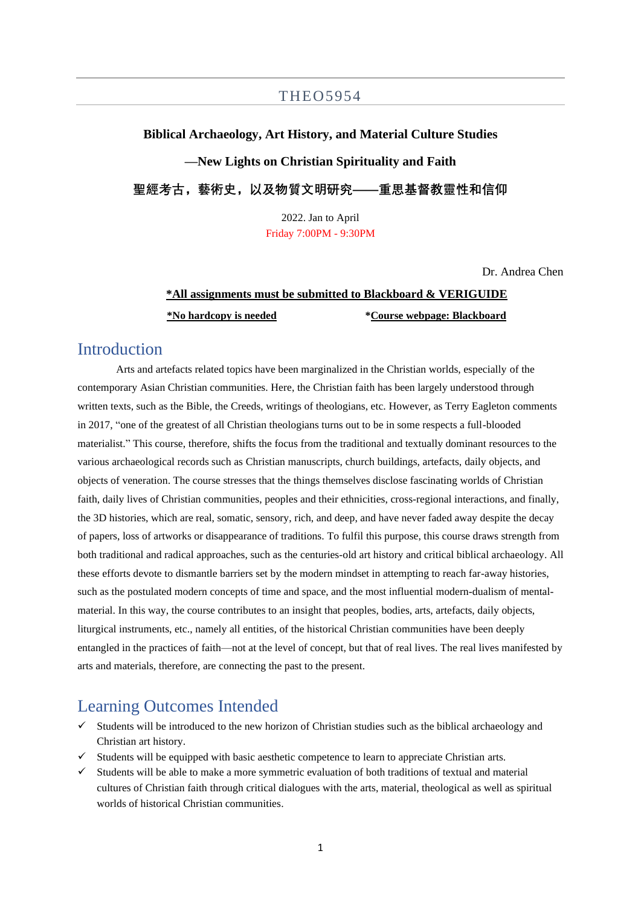# THEO5954

**Biblical Archaeology, Art History, and Material Culture Studies**

**—New Lights on Christian Spirituality and Faith**

**聖經考古，藝術史，以及物質文明研究——重思基督教靈性和信仰**

2022. Jan to April

Friday 7:00PM - 9:30PM

Dr. Andrea Chen

***All assignments must be submitted to Blackboard & VERIGUIDE**

***No hardcopy is needed** ***Course webpage: Blackboard**

## Introduction

Arts and artefacts related topics have been marginalized in the Christian worlds, especially of the contemporary Asian Christian communities. Here, the Christian faith has been largely understood through written texts, such as the Bible, the Creeds, writings of theologians, etc. However, as Terry Eagleton comments in 2017, "one of the greatest of all Christian theologians turns out to be in some respects a full-blooded materialist." This course, therefore, shifts the focus from the traditional and textually dominant resources to the various archaeological records such as Christian manuscripts, church buildings, artefacts, daily objects, and objects of veneration. The course stresses that the things themselves disclose fascinating worlds of Christian faith, daily lives of Christian communities, peoples and their ethnicities, cross-regional interactions, and finally, the 3D histories, which are real, somatic, sensory, rich, and deep, and have never faded away despite the decay of papers, loss of artworks or disappearance of traditions. To fulfil this purpose, this course draws strength from both traditional and radical approaches, such as the centuries-old art history and critical biblical archaeology. All these efforts devote to dismantle barriers set by the modern mindset in attempting to reach far-away histories, such as the postulated modern concepts of time and space, and the most influential modern-dualism of mental-material. In this way, the course contributes to an insight that peoples, bodies, arts, artefacts, daily objects, liturgical instruments, etc., namely all entities, of the historical Christian communities have been deeply entangled in the practices of faith—not at the level of concept, but that of real lives. The real lives manifested by arts and materials, therefore, are connecting the past to the present.

## Learning Outcomes Intended

- ✓ Students will be introduced to the new horizon of Christian studies such as the biblical archaeology and Christian art history.
- ✓ Students will be equipped with basic aesthetic competence to learn to appreciate Christian arts.
- ✓ Students will be able to make a more symmetric evaluation of both traditions of textual and material cultures of Christian faith through critical dialogues with the arts, material, theological as well as spiritual worlds of historical Christian communities.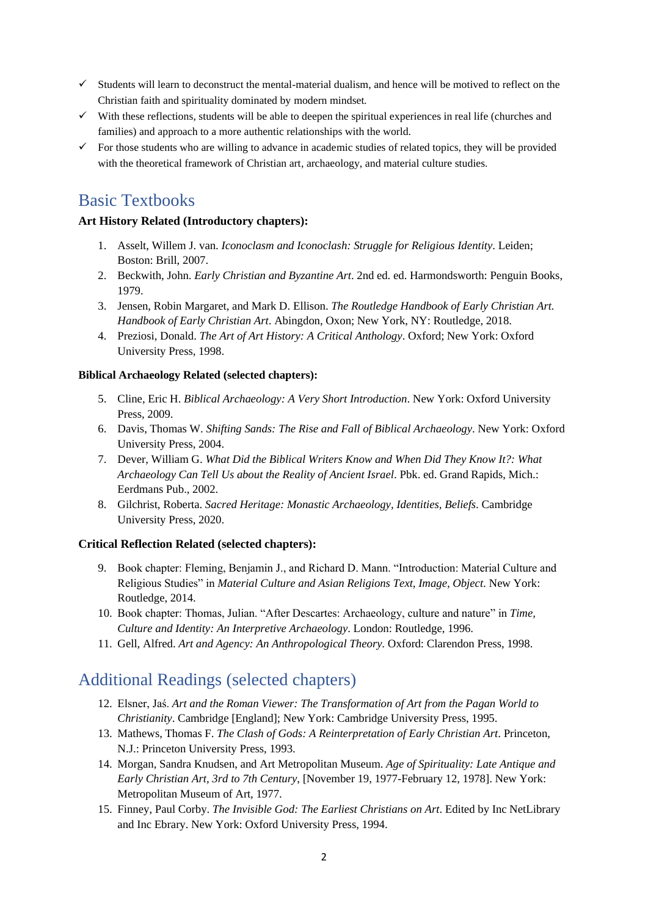- ✓ Students will learn to deconstruct the mental-material dualism, and hence will be motived to reflect on the Christian faith and spirituality dominated by modern mindset.
- ✓ With these reflections, students will be able to deepen the spiritual experiences in real life (churches and families) and approach to a more authentic relationships with the world.
- ✓ For those students who are willing to advance in academic studies of related topics, they will be provided with the theoretical framework of Christian art, archaeology, and material culture studies.

## Basic Textbooks

**Art History Related (Introductory chapters):**

1. Asselt, Willem J. van. *Iconoclasm and Iconoclash: Struggle for Religious Identity*. Leiden; Boston: Brill, 2007.
2. Beckwith, John. *Early Christian and Byzantine Art*. 2nd ed. ed. Harmondsworth: Penguin Books, 1979.
3. Jensen, Robin Margaret, and Mark D. Ellison. *The Routledge Handbook of Early Christian Art. Handbook of Early Christian Art*. Abingdon, Oxon; New York, NY: Routledge, 2018.
4. Preziosi, Donald. *The Art of Art History: A Critical Anthology*. Oxford; New York: Oxford University Press, 1998.

**Biblical Archaeology Related (selected chapters):**

5. Cline, Eric H. *Biblical Archaeology: A Very Short Introduction*. New York: Oxford University Press, 2009.
6. Davis, Thomas W. *Shifting Sands: The Rise and Fall of Biblical Archaeology*. New York: Oxford University Press, 2004.
7. Dever, William G. *What Did the Biblical Writers Know and When Did They Know It?: What Archaeology Can Tell Us about the Reality of Ancient Israel*. Pbk. ed. Grand Rapids, Mich.: Eerdmans Pub., 2002.
8. Gilchrist, Roberta. *Sacred Heritage: Monastic Archaeology, Identities, Beliefs*. Cambridge University Press, 2020.

**Critical Reflection Related (selected chapters):**

9. Book chapter: Fleming, Benjamin J., and Richard D. Mann. "Introduction: Material Culture and Religious Studies" in *Material Culture and Asian Religions Text, Image, Object*. New York: Routledge, 2014.
10. Book chapter: Thomas, Julian. "After Descartes: Archaeology, culture and nature" in *Time, Culture and Identity: An Interpretive Archaeology*. London: Routledge, 1996.
11. Gell, Alfred. *Art and Agency: An Anthropological Theory*. Oxford: Clarendon Press, 1998.

## Additional Readings (selected chapters)

12. Elsner, Jaś. *Art and the Roman Viewer: The Transformation of Art from the Pagan World to Christianity*. Cambridge [England]; New York: Cambridge University Press, 1995.
13. Mathews, Thomas F. *The Clash of Gods: A Reinterpretation of Early Christian Art*. Princeton, N.J.: Princeton University Press, 1993.
14. Morgan, Sandra Knudsen, and Art Metropolitan Museum. *Age of Spirituality: Late Antique and Early Christian Art, 3rd to 7th Century*, [November 19, 1977-February 12, 1978]. New York: Metropolitan Museum of Art, 1977.
15. Finney, Paul Corby. *The Invisible God: The Earliest Christians on Art*. Edited by Inc NetLibrary and Inc Ebrary. New York: Oxford University Press, 1994.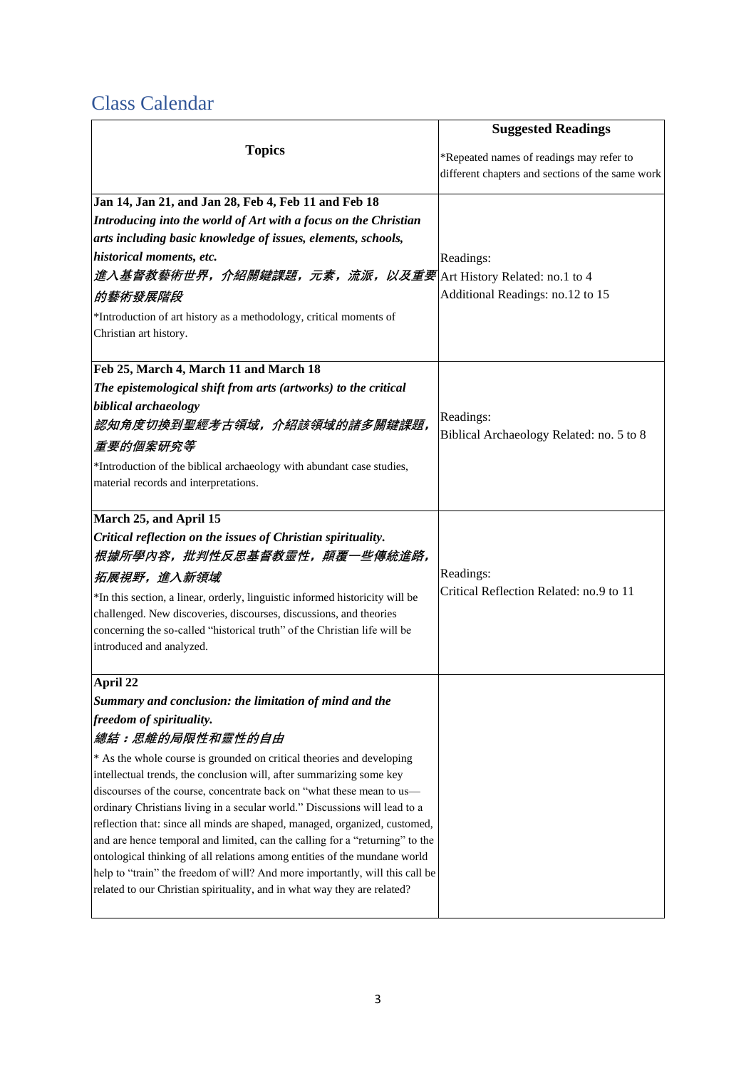## Class Calendar

| **Topics** | **Suggested Readings**<br><br>*Repeated names of readings may refer to different chapters and sections of the same work |
|---|---|
| **Jan 14, Jan 21, and Jan 28, Feb 4, Feb 11 and Feb 18**<br>***Introducing into the world of Art with a focus on the Christian arts including basic knowledge of issues, elements, schools, historical moments, etc.***<br>***進入基督教藝術世界，介紹關鍵課題，元素，流派，以及重要的藝術發展階段***<br>*Introduction of art history as a methodology, critical moments of Christian art history. | Readings:<br>Art History Related: no.1 to 4<br>Additional Readings: no.12 to 15 |
| **Feb 25, March 4, March 11 and March 18**<br>***The epistemological shift from arts (artworks) to the critical biblical archaeology***<br>***認知角度切換到聖經考古領域，介紹該領域的諸多關鍵課題，重要的個案研究等***<br>*Introduction of the biblical archaeology with abundant case studies, material records and interpretations. | Readings:<br>Biblical Archaeology Related: no. 5 to 8 |
| **March 25, and April 15**<br>***Critical reflection on the issues of Christian spirituality.***<br>***根據所學內容，批判性反思基督教靈性，顛覆一些傳統進路，拓展視野，進入新領域***<br>*In this section, a linear, orderly, linguistic informed historicity will be challenged. New discoveries, discourses, discussions, and theories concerning the so-called "historical truth" of the Christian life will be introduced and analyzed. | Readings:<br>Critical Reflection Related: no.9 to 11 |
| **April 22**<br>***Summary and conclusion: the limitation of mind and the freedom of spirituality.***<br>***總結：思維的局限性和靈性的自由***<br>* As the whole course is grounded on critical theories and developing intellectual trends, the conclusion will, after summarizing some key discourses of the course, concentrate back on "what these mean to us—ordinary Christians living in a secular world." Discussions will lead to a reflection that: since all minds are shaped, managed, organized, customed, and are hence temporal and limited, can the calling for a "returning" to the ontological thinking of all relations among entities of the mundane world help to "train" the freedom of will? And more importantly, will this call be related to our Christian spirituality, and in what way they are related? | |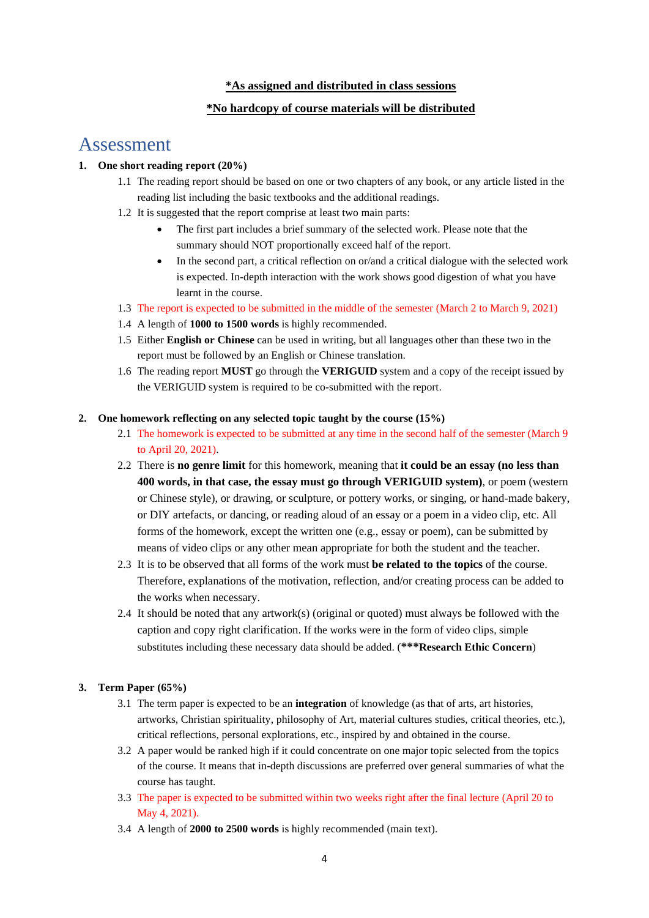**<u>*As assigned and distributed in class sessions</u>**

**<u>*No hardcopy of course materials will be distributed</u>**

# Assessment

1. **One short reading report (20%)**
   1.1 The reading report should be based on one or two chapters of any book, or any article listed in the reading list including the basic textbooks and the additional readings.
   1.2 It is suggested that the report comprise at least two main parts:
   - The first part includes a brief summary of the selected work. Please note that the summary should NOT proportionally exceed half of the report.
   - In the second part, a critical reflection on or/and a critical dialogue with the selected work is expected. In-depth interaction with the work shows good digestion of what you have learnt in the course.

   1.3 The report is expected to be submitted in the middle of the semester (March 2 to March 9, 2021)
   1.4 A length of **1000 to 1500 words** is highly recommended.
   1.5 Either **English or Chinese** can be used in writing, but all languages other than these two in the report must be followed by an English or Chinese translation.
   1.6 The reading report **MUST** go through the **VERIGUID** system and a copy of the receipt issued by the VERIGUID system is required to be co-submitted with the report.

2. **One homework reflecting on any selected topic taught by the course (15%)**
   2.1 The homework is expected to be submitted at any time in the second half of the semester (March 9 to April 20, 2021).
   2.2 There is **no genre limit** for this homework, meaning that **it could be an essay (no less than 400 words, in that case, the essay must go through VERIGUID system)**, or poem (western or Chinese style), or drawing, or sculpture, or pottery works, or singing, or hand-made bakery, or DIY artefacts, or dancing, or reading aloud of an essay or a poem in a video clip, etc. All forms of the homework, except the written one (e.g., essay or poem), can be submitted by means of video clips or any other mean appropriate for both the student and the teacher.
   2.3 It is to be observed that all forms of the work must **be related to the topics** of the course. Therefore, explanations of the motivation, reflection, and/or creating process can be added to the works when necessary.
   2.4 It should be noted that any artwork(s) (original or quoted) must always be followed with the caption and copy right clarification. If the works were in the form of video clips, simple substitutes including these necessary data should be added. (**\*\*\*Research Ethic Concern**)

3. **Term Paper (65%)**
   3.1 The term paper is expected to be an **integration** of knowledge (as that of arts, art histories, artworks, Christian spirituality, philosophy of Art, material cultures studies, critical theories, etc.), critical reflections, personal explorations, etc., inspired by and obtained in the course.
   3.2 A paper would be ranked high if it could concentrate on one major topic selected from the topics of the course. It means that in-depth discussions are preferred over general summaries of what the course has taught.
   3.3 The paper is expected to be submitted within two weeks right after the final lecture (April 20 to May 4, 2021).
   3.4 A length of **2000 to 2500 words** is highly recommended (main text).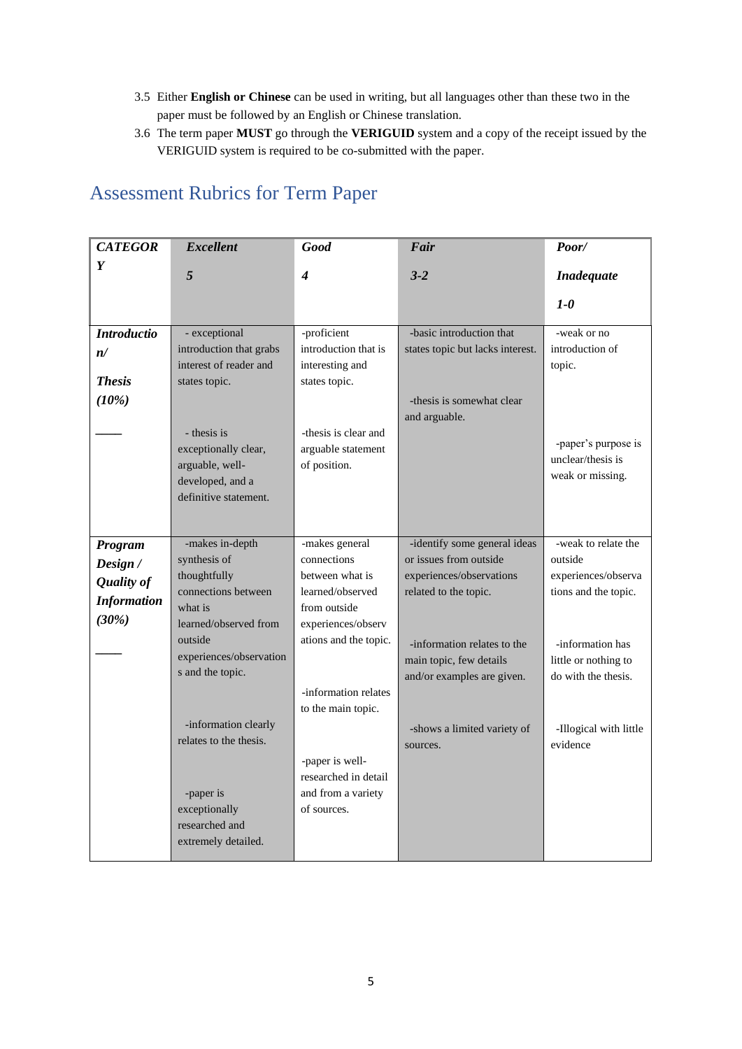3.5 Either **English or Chinese** can be used in writing, but all languages other than these two in the paper must be followed by an English or Chinese translation.

3.6 The term paper **MUST** go through the **VERIGUID** system and a copy of the receipt issued by the VERIGUID system is required to be co-submitted with the paper.

## Assessment Rubrics for Term Paper

| ***CATEGORY*** | ***Excellent*** ***5*** | ***Good*** ***4*** | ***Fair*** ***3-2*** | ***Poor/ Inadequate*** ***1-0*** |
|---|---|---|---|---|
| ***Introduction/ Thesis (10%)*** _____ | - exceptional introduction that grabs interest of reader and states topic. - thesis is exceptionally clear, arguable, well-developed, and a definitive statement. | -proficient introduction that is interesting and states topic. -thesis is clear and arguable statement of position. | -basic introduction that states topic but lacks interest. -thesis is somewhat clear and arguable. | -weak or no introduction of topic. -paper's purpose is unclear/thesis is weak or missing. |
| ***Program Design / Quality of Information (30%)*** _____ | -makes in-depth synthesis of thoughtfully connections between what is learned/observed from outside experiences/observations and the topic. -information clearly relates to the thesis. -paper is exceptionally researched and extremely detailed. | -makes general connections between what is learned/observed from outside experiences/observations and the topic. -information relates to the main topic. -paper is well-researched in detail and from a variety of sources. | -identify some general ideas or issues from outside experiences/observations related to the topic. -information relates to the main topic, few details and/or examples are given. -shows a limited variety of sources. | -weak to relate the outside experiences/observations and the topic. -information has little or nothing to do with the thesis. -Illogical with little evidence |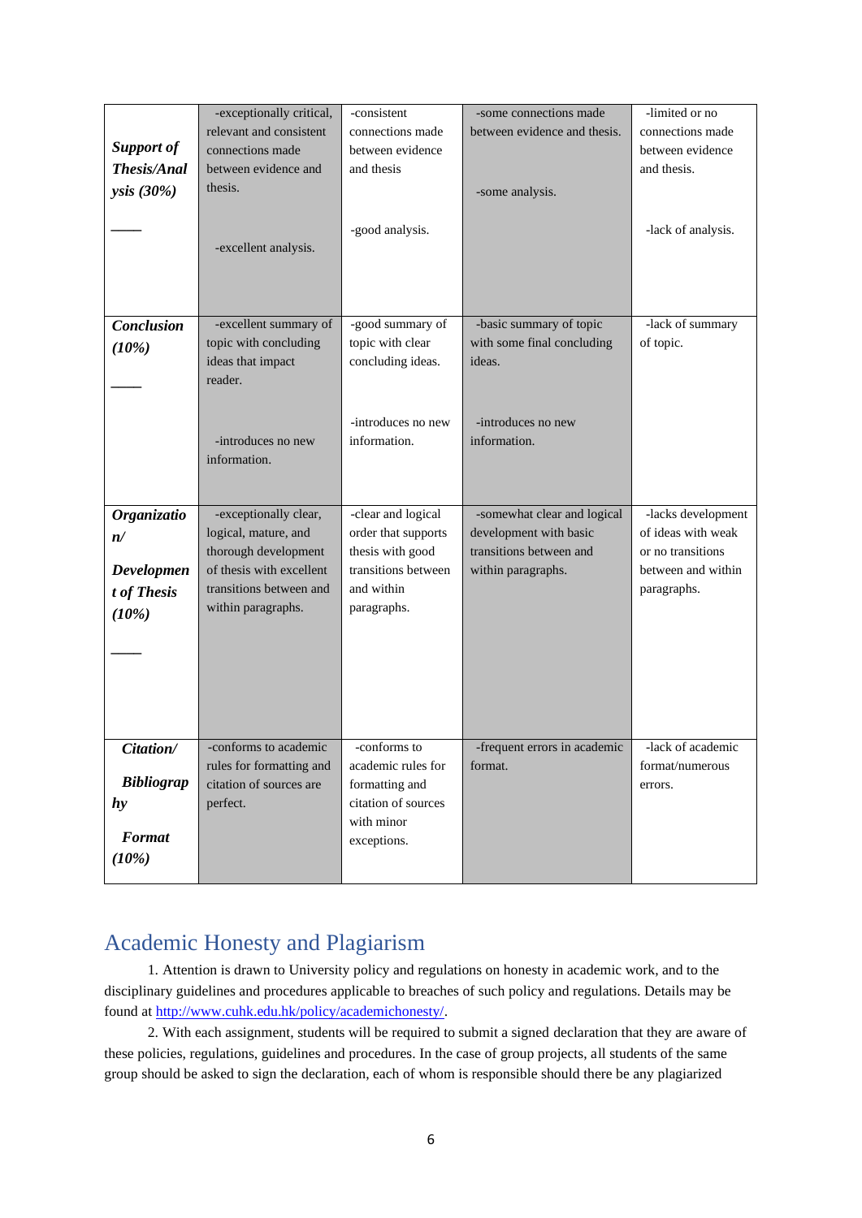| | | | | |
|---|---|---|---|---|
| ***Support of Thesis/Analysis (30%)*** ____ | -exceptionally critical, relevant and consistent connections made between evidence and thesis. -excellent analysis. | -consistent connections made between evidence and thesis -good analysis. | -some connections made between evidence and thesis. -some analysis. | -limited or no connections made between evidence and thesis. -lack of analysis. |
| ***Conclusion (10%)*** ____ | -excellent summary of topic with concluding ideas that impact reader. -introduces no new information. | -good summary of topic with clear concluding ideas. -introduces no new information. | -basic summary of topic with some final concluding ideas. -introduces no new information. | -lack of summary of topic. |
| ***Organization/ Development of Thesis (10%)*** ____ | -exceptionally clear, logical, mature, and thorough development of thesis with excellent transitions between and within paragraphs. | -clear and logical order that supports thesis with good transitions between and within paragraphs. | -somewhat clear and logical development with basic transitions between and within paragraphs. | -lacks development of ideas with weak or no transitions between and within paragraphs. |
| ***Citation/ Bibliography Format (10%)*** | -conforms to academic rules for formatting and citation of sources are perfect. | -conforms to academic rules for formatting and citation of sources with minor exceptions. | -frequent errors in academic format. | -lack of academic format/numerous errors. |

## Academic Honesty and Plagiarism

1. Attention is drawn to University policy and regulations on honesty in academic work, and to the disciplinary guidelines and procedures applicable to breaches of such policy and regulations. Details may be found at http://www.cuhk.edu.hk/policy/academichonesty/.

2. With each assignment, students will be required to submit a signed declaration that they are aware of these policies, regulations, guidelines and procedures. In the case of group projects, all students of the same group should be asked to sign the declaration, each of whom is responsible should there be any plagiarized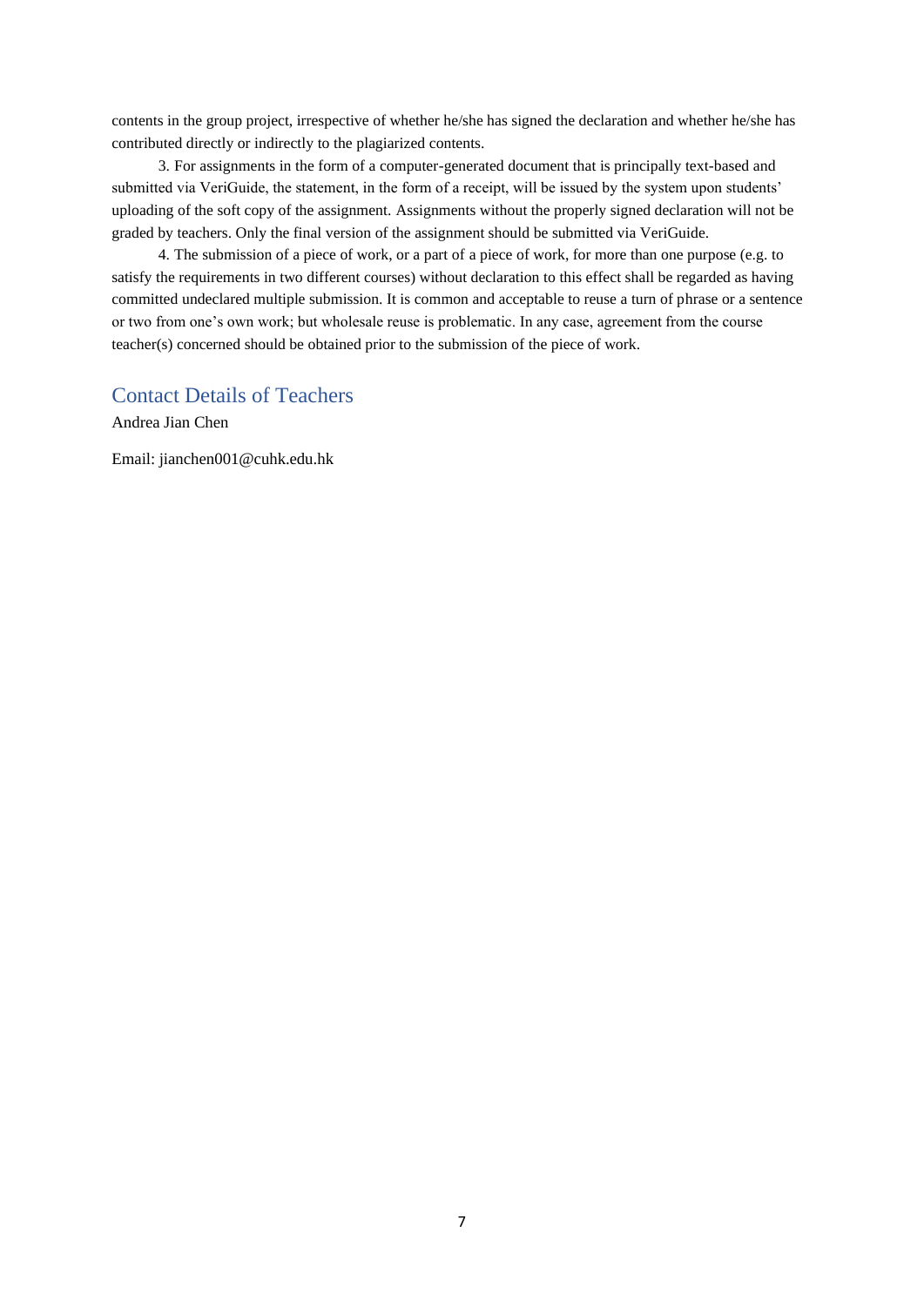contents in the group project, irrespective of whether he/she has signed the declaration and whether he/she has contributed directly or indirectly to the plagiarized contents.

3. For assignments in the form of a computer-generated document that is principally text-based and submitted via VeriGuide, the statement, in the form of a receipt, will be issued by the system upon students' uploading of the soft copy of the assignment. Assignments without the properly signed declaration will not be graded by teachers. Only the final version of the assignment should be submitted via VeriGuide.

4. The submission of a piece of work, or a part of a piece of work, for more than one purpose (e.g. to satisfy the requirements in two different courses) without declaration to this effect shall be regarded as having committed undeclared multiple submission. It is common and acceptable to reuse a turn of phrase or a sentence or two from one's own work; but wholesale reuse is problematic. In any case, agreement from the course teacher(s) concerned should be obtained prior to the submission of the piece of work.

## Contact Details of Teachers

Andrea Jian Chen

Email: jianchen001@cuhk.edu.hk